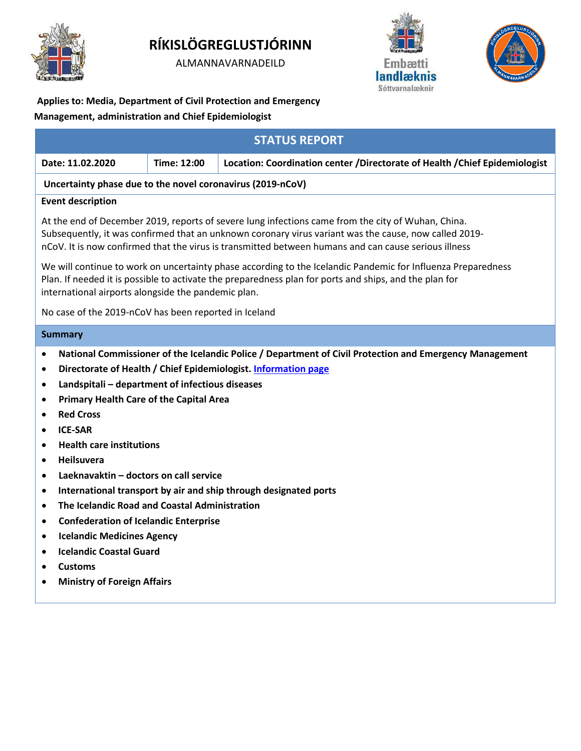# RÍKISLÖGREGLUSTJÓRINN

ALMANNAVARNADEILD

Embætti landlæknis
Sóttvarnalæknir

**Applies to: Media, Department of Civil Protection and Emergency Management, administration and Chief Epidemiologist**

## STATUS REPORT

| Date: 11.02.2020 | Time: 12:00 | Location: Coordination center /Directorate of Health /Chief Epidemiologist |
|---|---|---|

**Uncertainty phase due to the novel coronavirus (2019-nCoV)**

**Event description**

At the end of December 2019, reports of severe lung infections came from the city of Wuhan, China. Subsequently, it was confirmed that an unknown coronary virus variant was the cause, now called 2019-nCoV. It is now confirmed that the virus is transmitted between humans and can cause serious illness

We will continue to work on uncertainty phase according to the Icelandic Pandemic for Influenza Preparedness Plan. If needed it is possible to activate the preparedness plan for ports and ships, and the plan for international airports alongside the pandemic plan.

No case of the 2019-nCoV has been reported in Iceland

**Summary**

- **National Commissioner of the Icelandic Police / Department of Civil Protection and Emergency Management**
- **Directorate of Health / Chief Epidemiologist. Information page**
- **Landspitali – department of infectious diseases**
- **Primary Health Care of the Capital Area**
- **Red Cross**
- **ICE-SAR**
- **Health care institutions**
- **Heilsuvera**
- **Laeknavaktin – doctors on call service**
- **International transport by air and ship through designated ports**
- **The Icelandic Road and Coastal Administration**
- **Confederation of Icelandic Enterprise**
- **Icelandic Medicines Agency**
- **Icelandic Coastal Guard**
- **Customs**
- **Ministry of Foreign Affairs**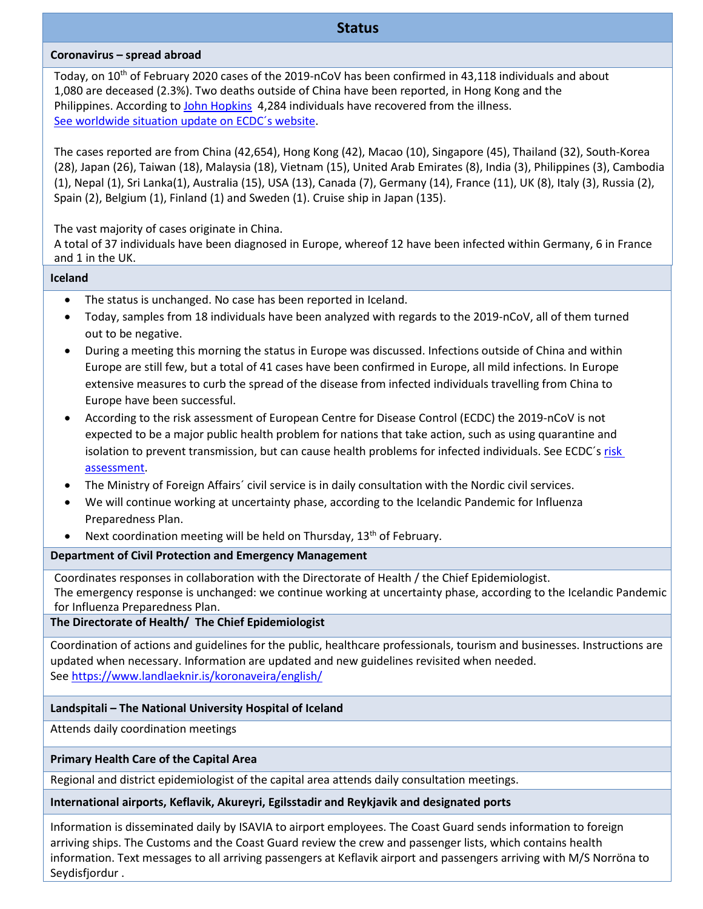## Status

### Coronavirus – spread abroad

Today, on 10th of February 2020 cases of the 2019-nCoV has been confirmed in 43,118 individuals and about 1,080 are deceased (2.3%). Two deaths outside of China have been reported, in Hong Kong and the Philippines. According to John Hopkins 4,284 individuals have recovered from the illness. See worldwide situation update on ECDC´s website.

The cases reported are from China (42,654), Hong Kong (42), Macao (10), Singapore (45), Thailand (32), South-Korea (28), Japan (26), Taiwan (18), Malaysia (18), Vietnam (15), United Arab Emirates (8), India (3), Philippines (3), Cambodia (1), Nepal (1), Sri Lanka(1), Australia (15), USA (13), Canada (7), Germany (14), France (11), UK (8), Italy (3), Russia (2), Spain (2), Belgium (1), Finland (1) and Sweden (1). Cruise ship in Japan (135).

The vast majority of cases originate in China.
A total of 37 individuals have been diagnosed in Europe, whereof 12 have been infected within Germany, 6 in France and 1 in the UK.

### Iceland

- The status is unchanged. No case has been reported in Iceland.
- Today, samples from 18 individuals have been analyzed with regards to the 2019-nCoV, all of them turned out to be negative.
- During a meeting this morning the status in Europe was discussed. Infections outside of China and within Europe are still few, but a total of 41 cases have been confirmed in Europe, all mild infections. In Europe extensive measures to curb the spread of the disease from infected individuals travelling from China to Europe have been successful.
- According to the risk assessment of European Centre for Disease Control (ECDC) the 2019-nCoV is not expected to be a major public health problem for nations that take action, such as using quarantine and isolation to prevent transmission, but can cause health problems for infected individuals. See ECDC´s risk assessment.
- The Ministry of Foreign Affairs´ civil service is in daily consultation with the Nordic civil services.
- We will continue working at uncertainty phase, according to the Icelandic Pandemic for Influenza Preparedness Plan.
- Next coordination meeting will be held on Thursday, 13th of February.

### Department of Civil Protection and Emergency Management

Coordinates responses in collaboration with the Directorate of Health / the Chief Epidemiologist.
The emergency response is unchanged: we continue working at uncertainty phase, according to the Icelandic Pandemic for Influenza Preparedness Plan.

### The Directorate of Health/ The Chief Epidemiologist

Coordination of actions and guidelines for the public, healthcare professionals, tourism and businesses. Instructions are updated when necessary. Information are updated and new guidelines revisited when needed.
See https://www.landlaeknir.is/koronaveira/english/

### Landspitali – The National University Hospital of Iceland

Attends daily coordination meetings

### Primary Health Care of the Capital Area

Regional and district epidemiologist of the capital area attends daily consultation meetings.

### International airports, Keflavik, Akureyri, Egilsstadir and Reykjavik and designated ports

Information is disseminated daily by ISAVIA to airport employees. The Coast Guard sends information to foreign arriving ships. The Customs and the Coast Guard review the crew and passenger lists, which contains health information. Text messages to all arriving passengers at Keflavik airport and passengers arriving with M/S Norröna to Seydisfjordur .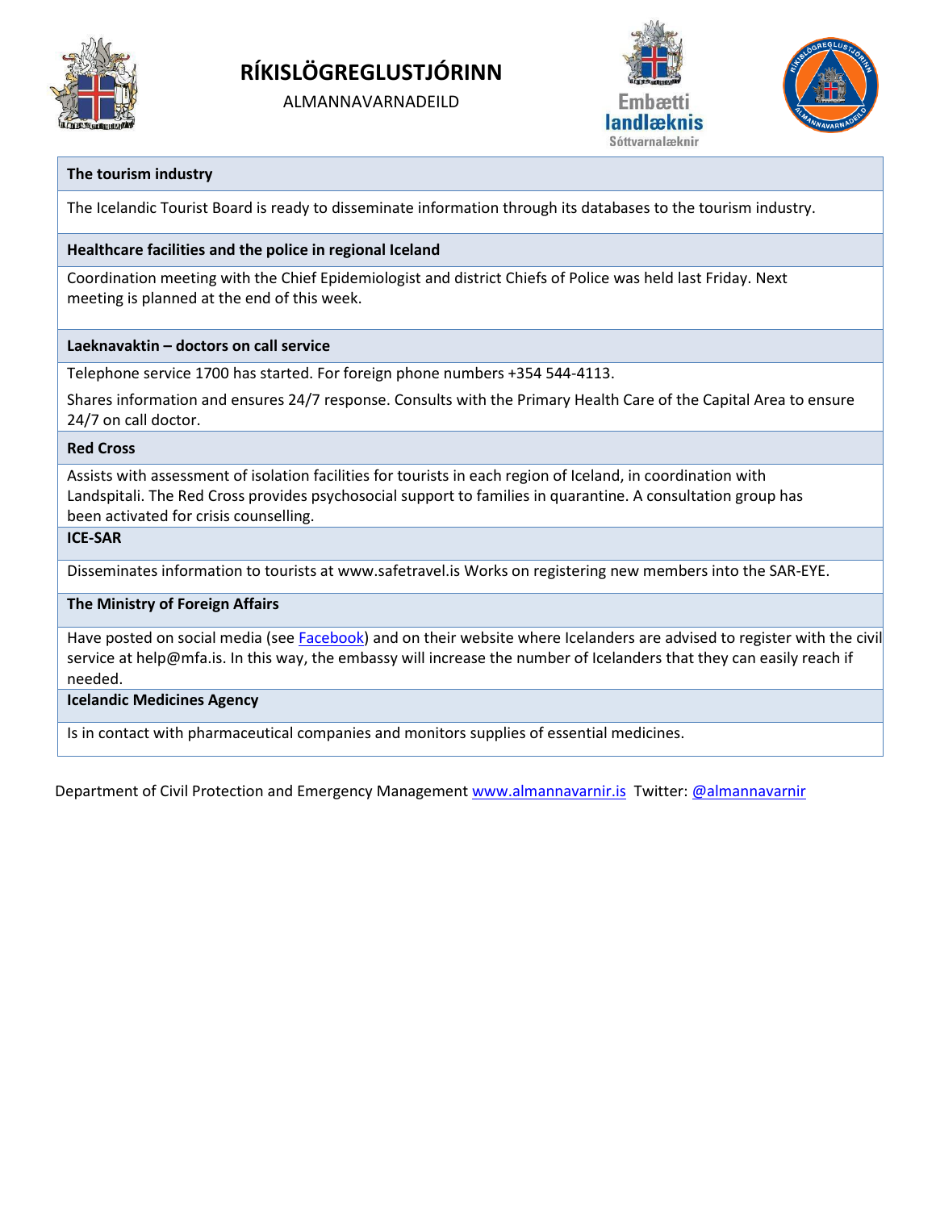# RÍKISLÖGREGLUSTJÓRINN

ALMANNAVARNADEILD

Embætti landlæknis
Sóttvarnalæknir

| The tourism industry |
| --- |
| The Icelandic Tourist Board is ready to disseminate information through its databases to the tourism industry. |
| **Healthcare facilities and the police in regional Iceland** |
| Coordination meeting with the Chief Epidemiologist and district Chiefs of Police was held last Friday. Next meeting is planned at the end of this week. |
| **Laeknavaktin – doctors on call service** |
| Telephone service 1700 has started. For foreign phone numbers +354 544-4113.<br><br>Shares information and ensures 24/7 response. Consults with the Primary Health Care of the Capital Area to ensure 24/7 on call doctor. |
| **Red Cross** |
| Assists with assessment of isolation facilities for tourists in each region of Iceland, in coordination with Landspitali. The Red Cross provides psychosocial support to families in quarantine. A consultation group has been activated for crisis counselling. |
| **ICE-SAR** |
| Disseminates information to tourists at www.safetravel.is Works on registering new members into the SAR-EYE. |
| **The Ministry of Foreign Affairs** |
| Have posted on social media (see Facebook) and on their website where Icelanders are advised to register with the civil service at help@mfa.is. In this way, the embassy will increase the number of Icelanders that they can easily reach if needed. |
| **Icelandic Medicines Agency** |
| Is in contact with pharmaceutical companies and monitors supplies of essential medicines. |

Department of Civil Protection and Emergency Management www.almannavarnir.is Twitter: @almannavarnir